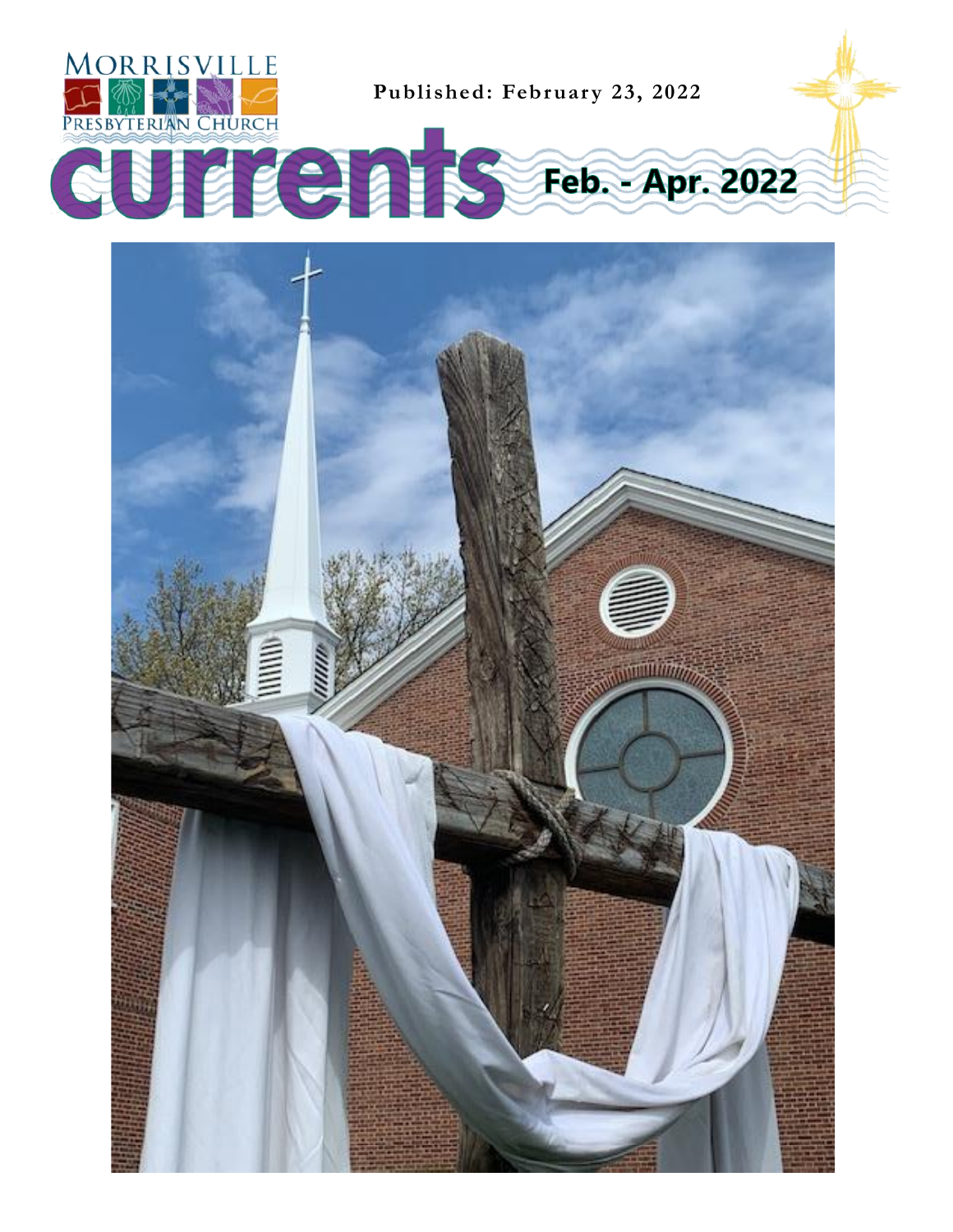Morrisville Presbyterian Church

**Published: February 23, 2022**

# currents Feb. - Apr. 2022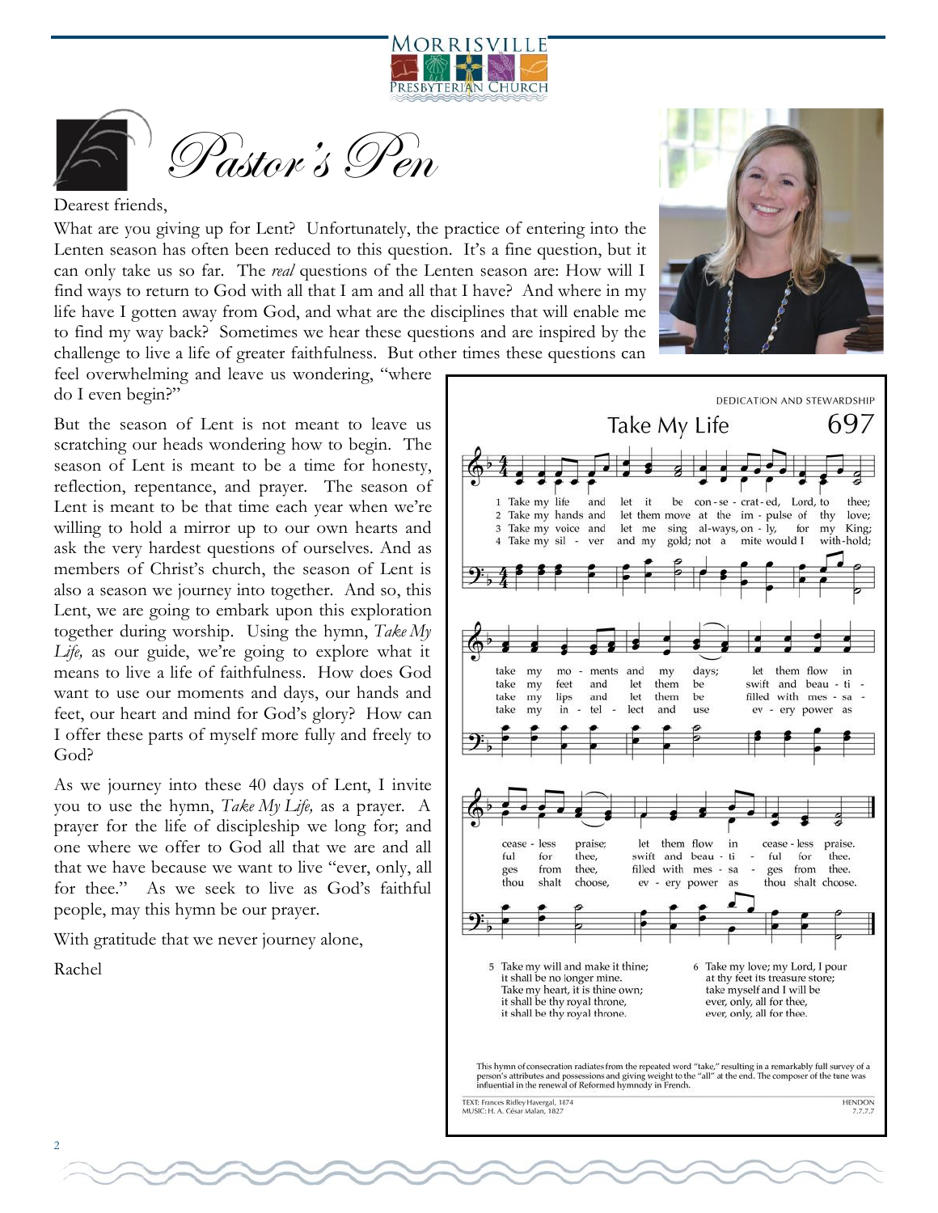# Pastor's Pen

Dearest friends,

What are you giving up for Lent? Unfortunately, the practice of entering into the Lenten season has often been reduced to this question. It's a fine question, but it can only take us so far. The *real* questions of the Lenten season are: How will I find ways to return to God with all that I am and all that I have? And where in my life have I gotten away from God, and what are the disciplines that will enable me to find my way back? Sometimes we hear these questions and are inspired by the challenge to live a life of greater faithfulness. But other times these questions can feel overwhelming and leave us wondering, "where do I even begin?"

But the season of Lent is not meant to leave us scratching our heads wondering how to begin. The season of Lent is meant to be a time for honesty, reflection, repentance, and prayer. The season of Lent is meant to be that time each year when we're willing to hold a mirror up to our own hearts and ask the very hardest questions of ourselves. And as members of Christ's church, the season of Lent is also a season we journey into together. And so, this Lent, we are going to embark upon this exploration together during worship. Using the hymn, *Take My Life,* as our guide, we're going to explore what it means to live a life of faithfulness. How does God want to use our moments and days, our hands and feet, our heart and mind for God's glory? How can I offer these parts of myself more fully and freely to God?

As we journey into these 40 days of Lent, I invite you to use the hymn, *Take My Life,* as a prayer. A prayer for the life of discipleship we long for; and one where we offer to God all that we are and all that we have because we want to live "ever, only, all for thee." As we seek to live as God's faithful people, may this hymn be our prayer.

With gratitude that we never journey alone,

Rachel

DEDICATION AND STEWARDSHIP

## Take My Life 697

1 Take my life and let it be consecrated, Lord, to thee; take my moments and my days; let them flow in ceaseless praise; let them flow in ceaseless praise.

2 Take my hands and let them move at the impulse of thy love; take my feet and let them be swift and beautiful for thee, swift and beautiful for thee.

3 Take my voice and let me sing always, only, for my King; take my lips and let them be filled with messages from thee, filled with messages from thee.

4 Take my silver and my gold; not a mite would I withhold; take my intellect and use every power as thou shalt choose, every power as thou shalt choose.

5 Take my will and make it thine;
it shall be no longer mine.
Take my heart, it is thine own;
it shall be thy royal throne,
it shall be thy royal throne.

6 Take my love; my Lord, I pour
at thy feet its treasure store;
take myself and I will be
ever, only, all for thee,
ever, only, all for thee.

This hymn of consecration radiates from the repeated word "take," resulting in a remarkably full survey of a person's attributes and possessions and giving weight to the "all" at the end. The composer of the tune was influential in the renewal of Reformed hymnody in French.

TEXT: Frances Ridley Havergal, 1874
MUSIC: H. A. César Malan, 1827

HENDON
7.7.7.7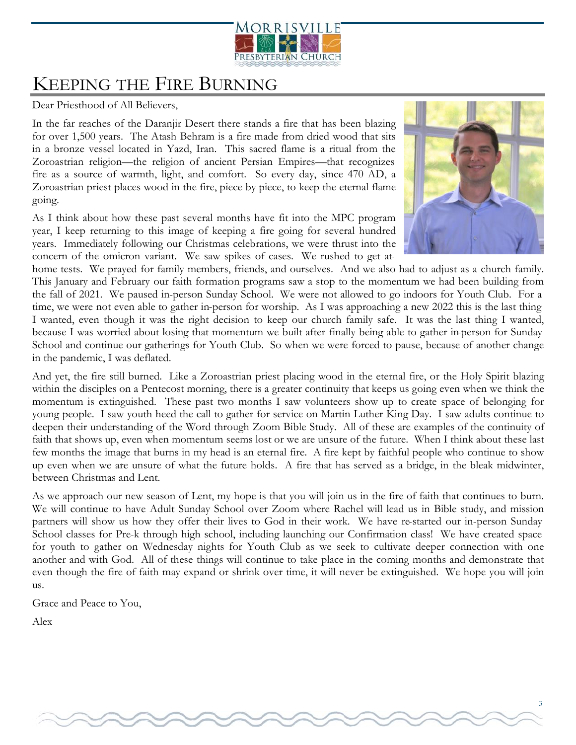# Keeping the Fire Burning

Dear Priesthood of All Believers,

In the far reaches of the Daranjir Desert there stands a fire that has been blazing for over 1,500 years. The Atash Behram is a fire made from dried wood that sits in a bronze vessel located in Yazd, Iran. This sacred flame is a ritual from the Zoroastrian religion—the religion of ancient Persian Empires—that recognizes fire as a source of warmth, light, and comfort. So every day, since 470 AD, a Zoroastrian priest places wood in the fire, piece by piece, to keep the eternal flame going.

As I think about how these past several months have fit into the MPC program year, I keep returning to this image of keeping a fire going for several hundred years. Immediately following our Christmas celebrations, we were thrust into the concern of the omicron variant. We saw spikes of cases. We rushed to get at-home tests. We prayed for family members, friends, and ourselves. And we also had to adjust as a church family. This January and February our faith formation programs saw a stop to the momentum we had been building from the fall of 2021. We paused in-person Sunday School. We were not allowed to go indoors for Youth Club. For a time, we were not even able to gather in-person for worship. As I was approaching a new 2022 this is the last thing I wanted, even though it was the right decision to keep our church family safe. It was the last thing I wanted, because I was worried about losing that momentum we built after finally being able to gather in-person for Sunday School and continue our gatherings for Youth Club. So when we were forced to pause, because of another change in the pandemic, I was deflated.

And yet, the fire still burned. Like a Zoroastrian priest placing wood in the eternal fire, or the Holy Spirit blazing within the disciples on a Pentecost morning, there is a greater continuity that keeps us going even when we think the momentum is extinguished. These past two months I saw volunteers show up to create space of belonging for young people. I saw youth heed the call to gather for service on Martin Luther King Day. I saw adults continue to deepen their understanding of the Word through Zoom Bible Study. All of these are examples of the continuity of faith that shows up, even when momentum seems lost or we are unsure of the future. When I think about these last few months the image that burns in my head is an eternal fire. A fire kept by faithful people who continue to show up even when we are unsure of what the future holds. A fire that has served as a bridge, in the bleak midwinter, between Christmas and Lent.

As we approach our new season of Lent, my hope is that you will join us in the fire of faith that continues to burn. We will continue to have Adult Sunday School over Zoom where Rachel will lead us in Bible study, and mission partners will show us how they offer their lives to God in their work. We have re-started our in-person Sunday School classes for Pre-k through high school, including launching our Confirmation class! We have created space for youth to gather on Wednesday nights for Youth Club as we seek to cultivate deeper connection with one another and with God. All of these things will continue to take place in the coming months and demonstrate that even though the fire of faith may expand or shrink over time, it will never be extinguished. We hope you will join us.

Grace and Peace to You,

Alex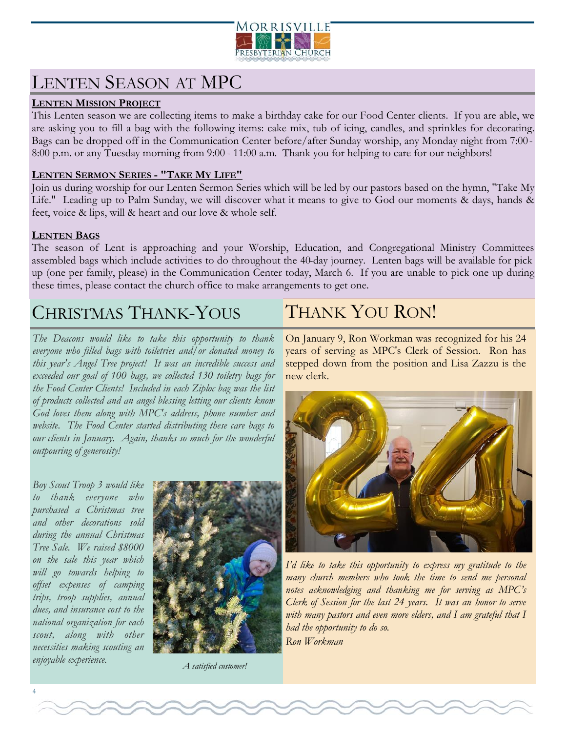# Lenten Season at MPC

**Lenten Mission Project**

This Lenten season we are collecting items to make a birthday cake for our Food Center clients. If you are able, we are asking you to fill a bag with the following items: cake mix, tub of icing, candles, and sprinkles for decorating. Bags can be dropped off in the Communication Center before/after Sunday worship, any Monday night from 7:00 - 8:00 p.m. or any Tuesday morning from 9:00 - 11:00 a.m. Thank you for helping to care for our neighbors!

**Lenten Sermon Series - "Take My Life"**

Join us during worship for our Lenten Sermon Series which will be led by our pastors based on the hymn, "Take My Life." Leading up to Palm Sunday, we will discover what it means to give to God our moments & days, hands & feet, voice & lips, will & heart and our love & whole self.

**Lenten Bags**

The season of Lent is approaching and your Worship, Education, and Congregational Ministry Committees assembled bags which include activities to do throughout the 40-day journey. Lenten bags will be available for pick up (one per family, please) in the Communication Center today, March 6. If you are unable to pick one up during these times, please contact the church office to make arrangements to get one.

# Christmas Thank-Yous

*The Deacons would like to take this opportunity to thank everyone who filled bags with toiletries and/or donated money to this year's Angel Tree project! It was an incredible success and exceeded our goal of 100 bags, we collected 130 toiletry bags for the Food Center Clients! Included in each Ziploc bag was the list of products collected and an angel blessing letting our clients know God loves them along with MPC's address, phone number and website. The Food Center started distributing these care bags to our clients in January. Again, thanks so much for the wonderful outpouring of generosity!*

*Boy Scout Troop 3 would like to thank everyone who purchased a Christmas tree and other decorations sold during the annual Christmas Tree Sale. We raised $8000 on the sale this year which will go towards helping to offset expenses of camping trips, troop supplies, annual dues, and insurance cost to the national organization for each scout, along with other necessities making scouting an enjoyable experience.*

*A satisfied customer!*

# Thank You Ron!

On January 9, Ron Workman was recognized for his 24 years of serving as MPC's Clerk of Session. Ron has stepped down from the position and Lisa Zazzu is the new clerk.

*I'd like to take this opportunity to express my gratitude to the many church members who took the time to send me personal notes acknowledging and thanking me for serving as MPC's Clerk of Session for the last 24 years. It was an honor to serve with many pastors and even more elders, and I am grateful that I had the opportunity to do so.*
*Ron Workman*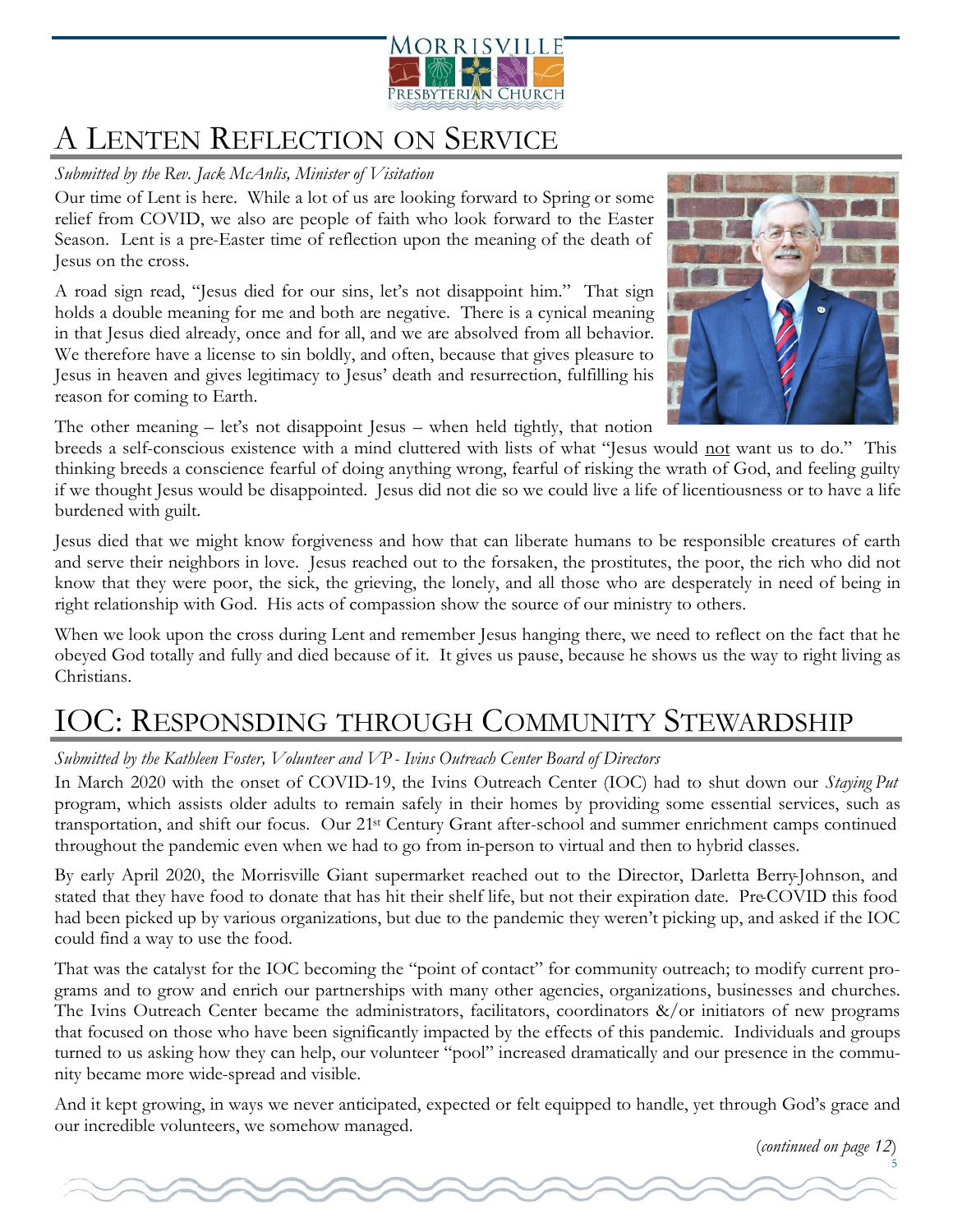# A Lenten Reflection on Service

*Submitted by the Rev. Jack McAnlis, Minister of Visitation*

Our time of Lent is here. While a lot of us are looking forward to Spring or some relief from COVID, we also are people of faith who look forward to the Easter Season. Lent is a pre-Easter time of reflection upon the meaning of the death of Jesus on the cross.

A road sign read, "Jesus died for our sins, let's not disappoint him." That sign holds a double meaning for me and both are negative. There is a cynical meaning in that Jesus died already, once and for all, and we are absolved from all behavior. We therefore have a license to sin boldly, and often, because that gives pleasure to Jesus in heaven and gives legitimacy to Jesus' death and resurrection, fulfilling his reason for coming to Earth.

The other meaning – let's not disappoint Jesus – when held tightly, that notion breeds a self-conscious existence with a mind cluttered with lists of what "Jesus would not want us to do." This thinking breeds a conscience fearful of doing anything wrong, fearful of risking the wrath of God, and feeling guilty if we thought Jesus would be disappointed. Jesus did not die so we could live a life of licentiousness or to have a life burdened with guilt.

Jesus died that we might know forgiveness and how that can liberate humans to be responsible creatures of earth and serve their neighbors in love. Jesus reached out to the forsaken, the prostitutes, the poor, the rich who did not know that they were poor, the sick, the grieving, the lonely, and all those who are desperately in need of being in right relationship with God. His acts of compassion show the source of our ministry to others.

When we look upon the cross during Lent and remember Jesus hanging there, we need to reflect on the fact that he obeyed God totally and fully and died because of it. It gives us pause, because he shows us the way to right living as Christians.

# IOC: Responsding through Community Stewardship

*Submitted by the Kathleen Foster, Volunteer and VP - Ivins Outreach Center Board of Directors*

In March 2020 with the onset of COVID-19, the Ivins Outreach Center (IOC) had to shut down our *Staying Put* program, which assists older adults to remain safely in their homes by providing some essential services, such as transportation, and shift our focus. Our 21st Century Grant after-school and summer enrichment camps continued throughout the pandemic even when we had to go from in-person to virtual and then to hybrid classes.

By early April 2020, the Morrisville Giant supermarket reached out to the Director, Darletta Berry-Johnson, and stated that they have food to donate that has hit their shelf life, but not their expiration date. Pre-COVID this food had been picked up by various organizations, but due to the pandemic they weren't picking up, and asked if the IOC could find a way to use the food.

That was the catalyst for the IOC becoming the "point of contact" for community outreach; to modify current programs and to grow and enrich our partnerships with many other agencies, organizations, businesses and churches. The Ivins Outreach Center became the administrators, facilitators, coordinators &/or initiators of new programs that focused on those who have been significantly impacted by the effects of this pandemic. Individuals and groups turned to us asking how they can help, our volunteer "pool" increased dramatically and our presence in the community became more wide-spread and visible.

And it kept growing, in ways we never anticipated, expected or felt equipped to handle, yet through God's grace and our incredible volunteers, we somehow managed.

(*continued on page 12*)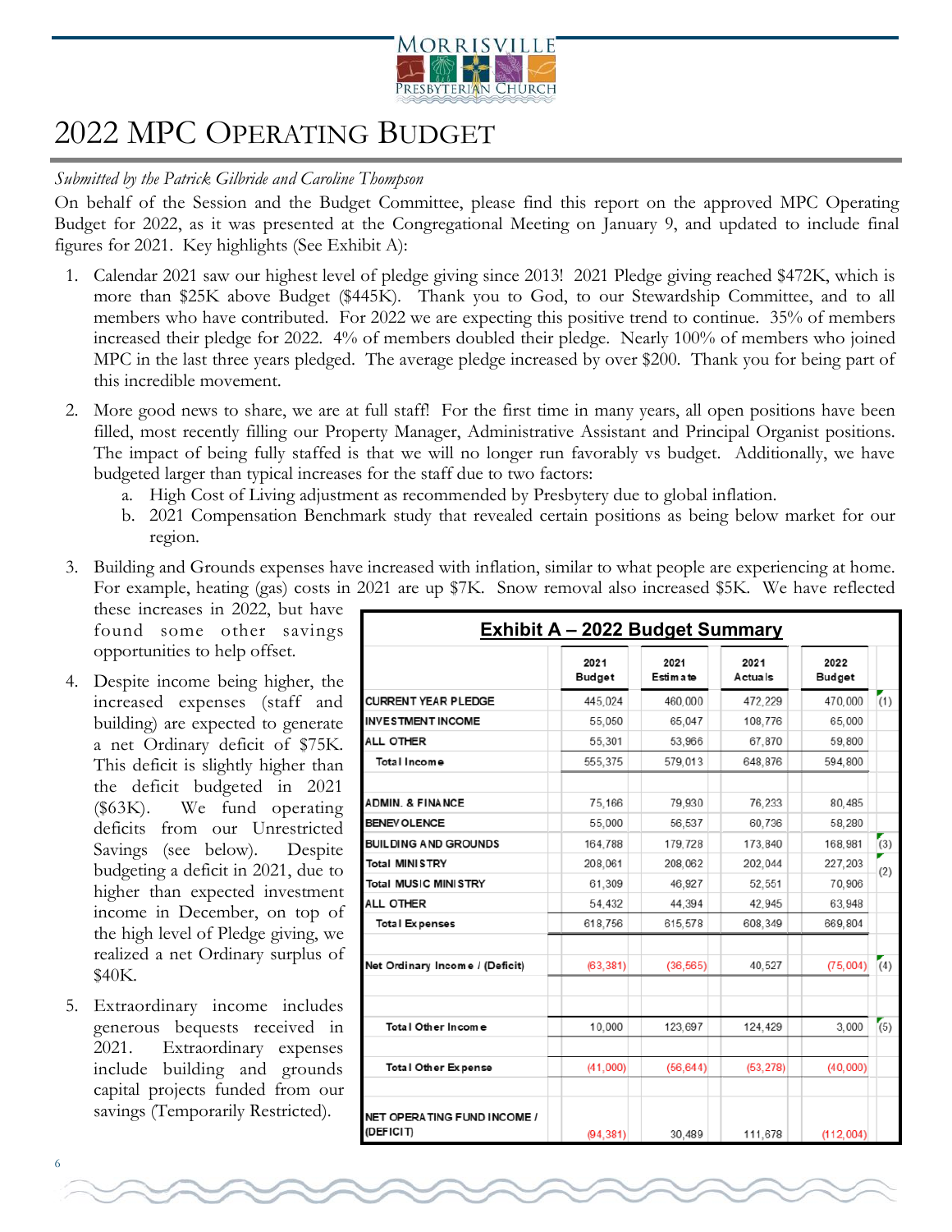# 2022 MPC Operating Budget

*Submitted by the Patrick Gilbride and Caroline Thompson*

On behalf of the Session and the Budget Committee, please find this report on the approved MPC Operating Budget for 2022, as it was presented at the Congregational Meeting on January 9, and updated to include final figures for 2021. Key highlights (See Exhibit A):

1. Calendar 2021 saw our highest level of pledge giving since 2013! 2021 Pledge giving reached $472K, which is more than $25K above Budget ($445K). Thank you to God, to our Stewardship Committee, and to all members who have contributed. For 2022 we are expecting this positive trend to continue. 35% of members increased their pledge for 2022. 4% of members doubled their pledge. Nearly 100% of members who joined MPC in the last three years pledged. The average pledge increased by over $200. Thank you for being part of this incredible movement.

2. More good news to share, we are at full staff! For the first time in many years, all open positions have been filled, most recently filling our Property Manager, Administrative Assistant and Principal Organist positions. The impact of being fully staffed is that we will no longer run favorably vs budget. Additionally, we have budgeted larger than typical increases for the staff due to two factors:
   a. High Cost of Living adjustment as recommended by Presbytery due to global inflation.
   b. 2021 Compensation Benchmark study that revealed certain positions as being below market for our region.

3. Building and Grounds expenses have increased with inflation, similar to what people are experiencing at home. For example, heating (gas) costs in 2021 are up $7K. Snow removal also increased $5K. We have reflected these increases in 2022, but have found some other savings opportunities to help offset.

4. Despite income being higher, the increased expenses (staff and building) are expected to generate a net Ordinary deficit of $75K. This deficit is slightly higher than the deficit budgeted in 2021 ($63K). We fund operating deficits from our Unrestricted Savings (see below). Despite budgeting a deficit in 2021, due to higher than expected investment income in December, on top of the high level of Pledge giving, we realized a net Ordinary surplus of $40K.

5. Extraordinary income includes generous bequests received in 2021. Extraordinary expenses include building and grounds capital projects funded from our savings (Temporarily Restricted).

**Exhibit A – 2022 Budget Summary**

| | 2021 Budget | 2021 Estimate | 2021 Actuals | 2022 Budget | |
|---|---|---|---|---|---|
| CURRENT YEAR PLEDGE | 445,024 | 460,000 | 472,229 | 470,000 | (1) |
| INVESTMENT INCOME | 55,050 | 65,047 | 108,776 | 65,000 | |
| ALL OTHER | 55,301 | 53,966 | 67,870 | 59,800 | |
| Total Income | 555,375 | 579,013 | 648,876 | 594,800 | |
| | | | | | |
| ADMIN. & FINANCE | 75,166 | 79,930 | 76,233 | 80,485 | |
| BENEVOLENCE | 55,000 | 56,537 | 60,736 | 58,280 | |
| BUILDING AND GROUNDS | 164,788 | 179,728 | 173,840 | 168,981 | (3) |
| Total MINISTRY | 208,061 | 208,062 | 202,044 | 227,203 | (2) |
| Total MUSIC MINISTRY | 61,309 | 46,927 | 52,551 | 70,906 | |
| ALL OTHER | 54,432 | 44,394 | 42,945 | 63,948 | |
| Total Expenses | 618,756 | 615,578 | 608,349 | 669,804 | |
| | | | | | |
| Net Ordinary Income / (Deficit) | (63,381) | (36,565) | 40,527 | (75,004) | (4) |
| | | | | | |
| Total Other Income | 10,000 | 123,697 | 124,429 | 3,000 | (5) |
| | | | | | |
| Total Other Expense | (41,000) | (56,644) | (53,278) | (40,000) | |
| | | | | | |
| NET OPERATING FUND INCOME / (DEFICIT) | (94,381) | 30,489 | 111,678 | (112,004) | |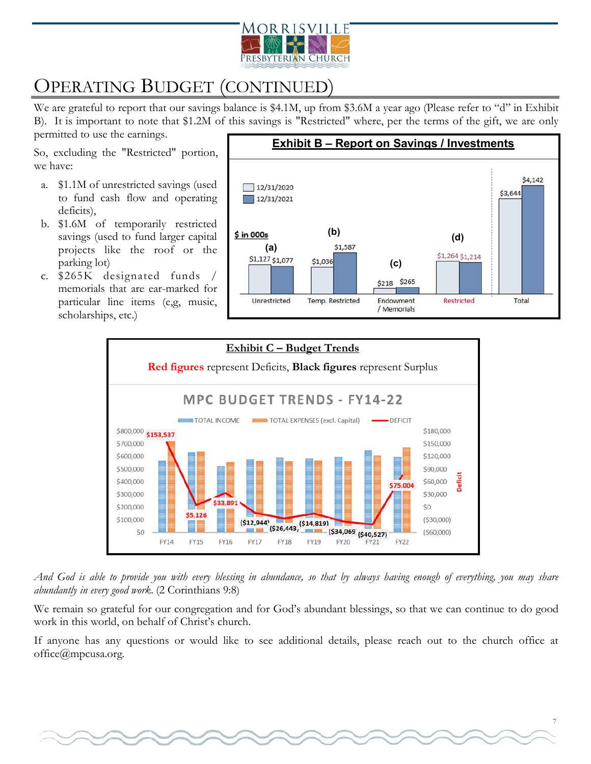# Operating Budget (continued)

We are grateful to report that our savings balance is $4.1M, up from $3.6M a year ago (Please refer to "d" in Exhibit B). It is important to note that $1.2M of this savings is "Restricted" where, per the terms of the gift, we are only permitted to use the earnings.

So, excluding the "Restricted" portion, we have:

a. $1.1M of unrestricted savings (used to fund cash flow and operating deficits),
b. $1.6M of temporarily restricted savings (used to fund larger capital projects like the roof or the parking lot)
c. $265K designated funds / memorials that are ear-marked for particular line items (e,g, music, scholarships, etc.)

**Exhibit B – Report on Savings / Investments**

$ in 000s

| | Unrestricted (a) | Temp. Restricted (b) | Endowment / Memorials (c) | Restricted (d) | Total |
|---|---|---|---|---|---|
| 12/31/2020 | $1,127 | $1,036 | $218 | $1,264 | $3,644 |
| 12/31/2021 | $1,077 | $1,587 | $265 | $1,214 | $4,142 |

**Exhibit C – Budget Trends**

**Red figures** represent Deficits, **Black figures** represent Surplus

MPC BUDGET TRENDS - FY14-22

TOTAL INCOME / TOTAL EXPENSES (excl. Capital) / DEFICIT

| FY | Deficit / (Surplus) |
|---|---|
| FY14 | $153,537 |
| FY15 | $5,126 |
| FY16 | $33,891 |
| FY17 | ($12,944) |
| FY18 | ($26,443) |
| FY19 | ($14,819) |
| FY20 | ($34,069) |
| FY21 | ($40,527) |
| FY22 | $75,004 |

*And God is able to provide you with every blessing in abundance, so that by always having enough of everything, you may share abundantly in every good work.* (2 Corinthians 9:8)

We remain so grateful for our congregation and for God's abundant blessings, so that we can continue to do good work in this world, on behalf of Christ's church.

If anyone has any questions or would like to see additional details, please reach out to the church office at office@mpcusa.org.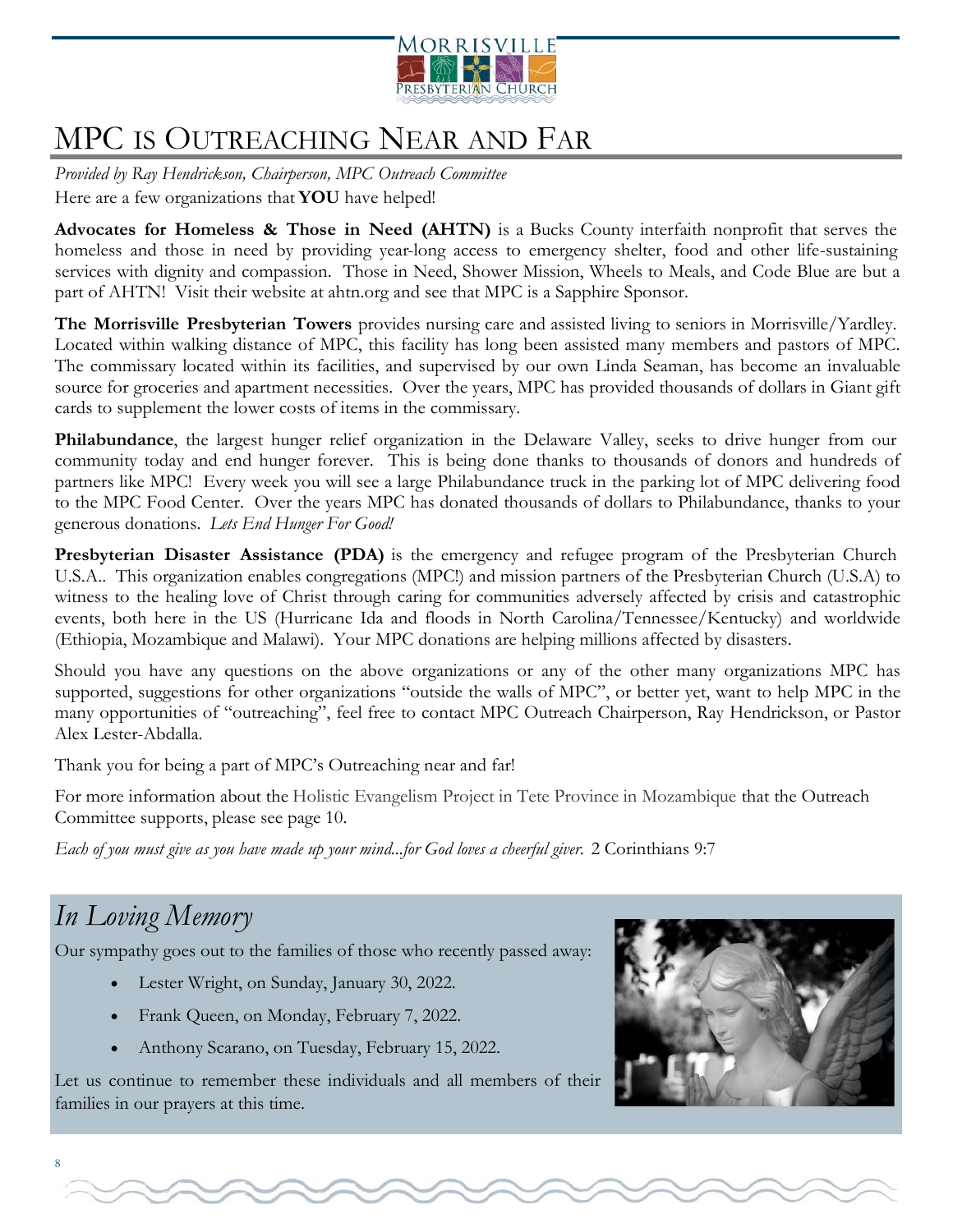# MPC is Outreaching Near and Far

*Provided by Ray Hendrickson, Chairperson, MPC Outreach Committee*

Here are a few organizations that **YOU** have helped!

**Advocates for Homeless & Those in Need (AHTN)** is a Bucks County interfaith nonprofit that serves the homeless and those in need by providing year-long access to emergency shelter, food and other life-sustaining services with dignity and compassion. Those in Need, Shower Mission, Wheels to Meals, and Code Blue are but a part of AHTN! Visit their website at ahtn.org and see that MPC is a Sapphire Sponsor.

**The Morrisville Presbyterian Towers** provides nursing care and assisted living to seniors in Morrisville/Yardley. Located within walking distance of MPC, this facility has long been assisted many members and pastors of MPC. The commissary located within its facilities, and supervised by our own Linda Seaman, has become an invaluable source for groceries and apartment necessities. Over the years, MPC has provided thousands of dollars in Giant gift cards to supplement the lower costs of items in the commissary.

**Philabundance**, the largest hunger relief organization in the Delaware Valley, seeks to drive hunger from our community today and end hunger forever. This is being done thanks to thousands of donors and hundreds of partners like MPC! Every week you will see a large Philabundance truck in the parking lot of MPC delivering food to the MPC Food Center. Over the years MPC has donated thousands of dollars to Philabundance, thanks to your generous donations. *Lets End Hunger For Good!*

**Presbyterian Disaster Assistance (PDA)** is the emergency and refugee program of the Presbyterian Church U.S.A.. This organization enables congregations (MPC!) and mission partners of the Presbyterian Church (U.S.A) to witness to the healing love of Christ through caring for communities adversely affected by crisis and catastrophic events, both here in the US (Hurricane Ida and floods in North Carolina/Tennessee/Kentucky) and worldwide (Ethiopia, Mozambique and Malawi). Your MPC donations are helping millions affected by disasters.

Should you have any questions on the above organizations or any of the other many organizations MPC has supported, suggestions for other organizations "outside the walls of MPC", or better yet, want to help MPC in the many opportunities of "outreaching", feel free to contact MPC Outreach Chairperson, Ray Hendrickson, or Pastor Alex Lester-Abdalla.

Thank you for being a part of MPC's Outreaching near and far!

For more information about the Holistic Evangelism Project in Tete Province in Mozambique that the Outreach Committee supports, please see page 10.

*Each of you must give as you have made up your mind...for God loves a cheerful giver.* 2 Corinthians 9:7

## *In Loving Memory*

Our sympathy goes out to the families of those who recently passed away:

- Lester Wright, on Sunday, January 30, 2022.
- Frank Queen, on Monday, February 7, 2022.
- Anthony Scarano, on Tuesday, February 15, 2022.

Let us continue to remember these individuals and all members of their families in our prayers at this time.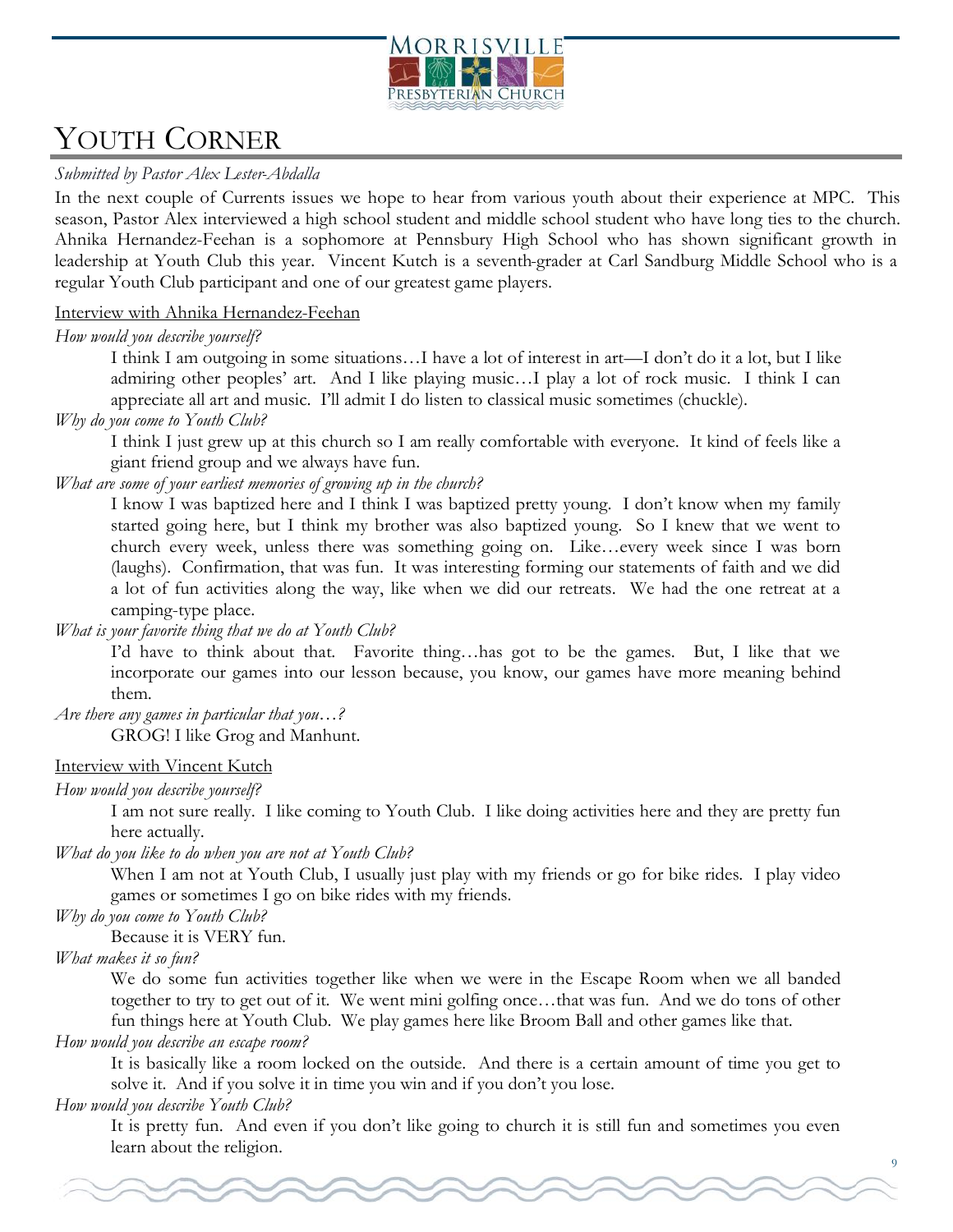# Youth Corner

*Submitted by Pastor Alex Lester-Abdalla*

In the next couple of Currents issues we hope to hear from various youth about their experience at MPC. This season, Pastor Alex interviewed a high school student and middle school student who have long ties to the church. Ahnika Hernandez-Feehan is a sophomore at Pennsbury High School who has shown significant growth in leadership at Youth Club this year. Vincent Kutch is a seventh-grader at Carl Sandburg Middle School who is a regular Youth Club participant and one of our greatest game players.

Interview with Ahnika Hernandez-Feehan

*How would you describe yourself?*

I think I am outgoing in some situations…I have a lot of interest in art—I don't do it a lot, but I like admiring other peoples' art. And I like playing music…I play a lot of rock music. I think I can appreciate all art and music. I'll admit I do listen to classical music sometimes (chuckle).

*Why do you come to Youth Club?*

I think I just grew up at this church so I am really comfortable with everyone. It kind of feels like a giant friend group and we always have fun.

*What are some of your earliest memories of growing up in the church?*

I know I was baptized here and I think I was baptized pretty young. I don't know when my family started going here, but I think my brother was also baptized young. So I knew that we went to church every week, unless there was something going on. Like…every week since I was born (laughs). Confirmation, that was fun. It was interesting forming our statements of faith and we did a lot of fun activities along the way, like when we did our retreats. We had the one retreat at a camping-type place.

*What is your favorite thing that we do at Youth Club?*

I'd have to think about that. Favorite thing…has got to be the games. But, I like that we incorporate our games into our lesson because, you know, our games have more meaning behind them.

*Are there any games in particular that you…?*

GROG! I like Grog and Manhunt.

Interview with Vincent Kutch

*How would you describe yourself?*

I am not sure really. I like coming to Youth Club. I like doing activities here and they are pretty fun here actually.

*What do you like to do when you are not at Youth Club?*

When I am not at Youth Club, I usually just play with my friends or go for bike rides. I play video games or sometimes I go on bike rides with my friends.

*Why do you come to Youth Club?*

Because it is VERY fun.

*What makes it so fun?*

We do some fun activities together like when we were in the Escape Room when we all banded together to try to get out of it. We went mini golfing once…that was fun. And we do tons of other fun things here at Youth Club. We play games here like Broom Ball and other games like that.

*How would you describe an escape room?*

It is basically like a room locked on the outside. And there is a certain amount of time you get to solve it. And if you solve it in time you win and if you don't you lose.

*How would you describe Youth Club?*

It is pretty fun. And even if you don't like going to church it is still fun and sometimes you even learn about the religion.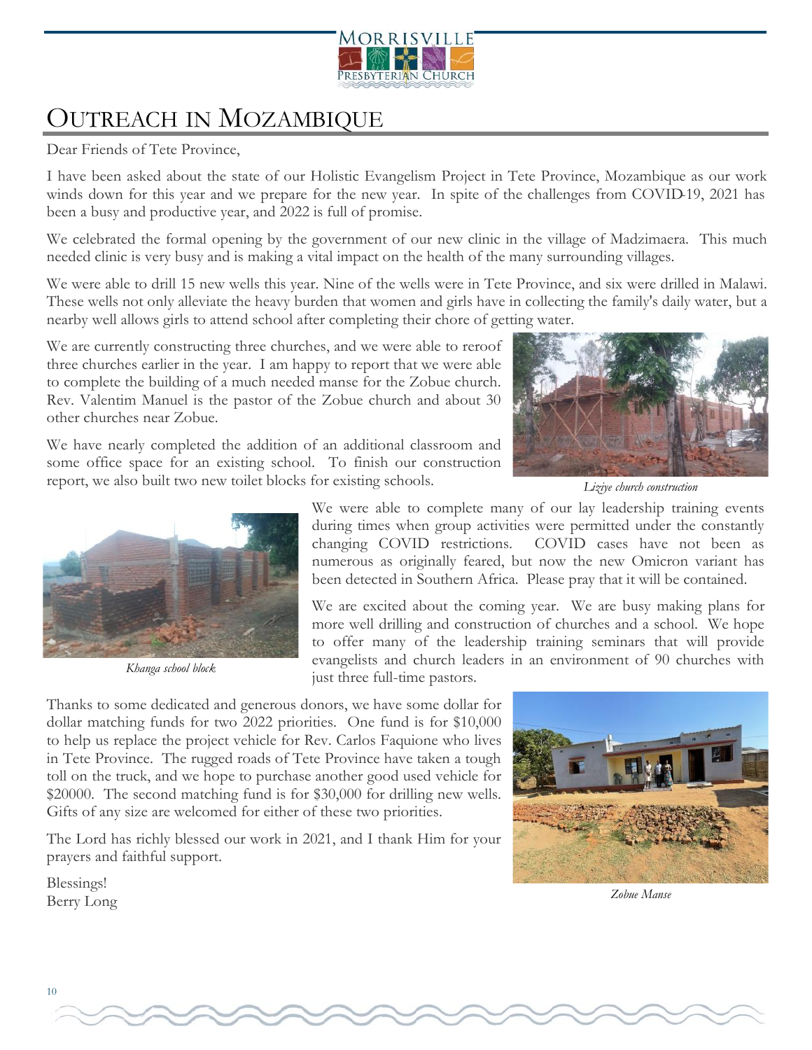# Outreach in Mozambique

Dear Friends of Tete Province,

I have been asked about the state of our Holistic Evangelism Project in Tete Province, Mozambique as our work winds down for this year and we prepare for the new year. In spite of the challenges from COVID-19, 2021 has been a busy and productive year, and 2022 is full of promise.

We celebrated the formal opening by the government of our new clinic in the village of Madzimaera. This much needed clinic is very busy and is making a vital impact on the health of the many surrounding villages.

We were able to drill 15 new wells this year. Nine of the wells were in Tete Province, and six were drilled in Malawi. These wells not only alleviate the heavy burden that women and girls have in collecting the family's daily water, but a nearby well allows girls to attend school after completing their chore of getting water.

We are currently constructing three churches, and we were able to reroof three churches earlier in the year. I am happy to report that we were able to complete the building of a much needed manse for the Zobue church. Rev. Valentim Manuel is the pastor of the Zobue church and about 30 other churches near Zobue.

We have nearly completed the addition of an additional classroom and some office space for an existing school. To finish our construction report, we also built two new toilet blocks for existing schools.

*Liziye church construction*

We were able to complete many of our lay leadership training events during times when group activities were permitted under the constantly changing COVID restrictions. COVID cases have not been as numerous as originally feared, but now the new Omicron variant has been detected in Southern Africa. Please pray that it will be contained.

*Khanga school block*

We are excited about the coming year. We are busy making plans for more well drilling and construction of churches and a school. We hope to offer many of the leadership training seminars that will provide evangelists and church leaders in an environment of 90 churches with just three full-time pastors.

Thanks to some dedicated and generous donors, we have some dollar for dollar matching funds for two 2022 priorities. One fund is for $10,000 to help us replace the project vehicle for Rev. Carlos Faquione who lives in Tete Province. The rugged roads of Tete Province have taken a tough toll on the truck, and we hope to purchase another good used vehicle for $20000. The second matching fund is for $30,000 for drilling new wells. Gifts of any size are welcomed for either of these two priorities.

The Lord has richly blessed our work in 2021, and I thank Him for your prayers and faithful support.

Blessings!
Berry Long

*Zobue Manse*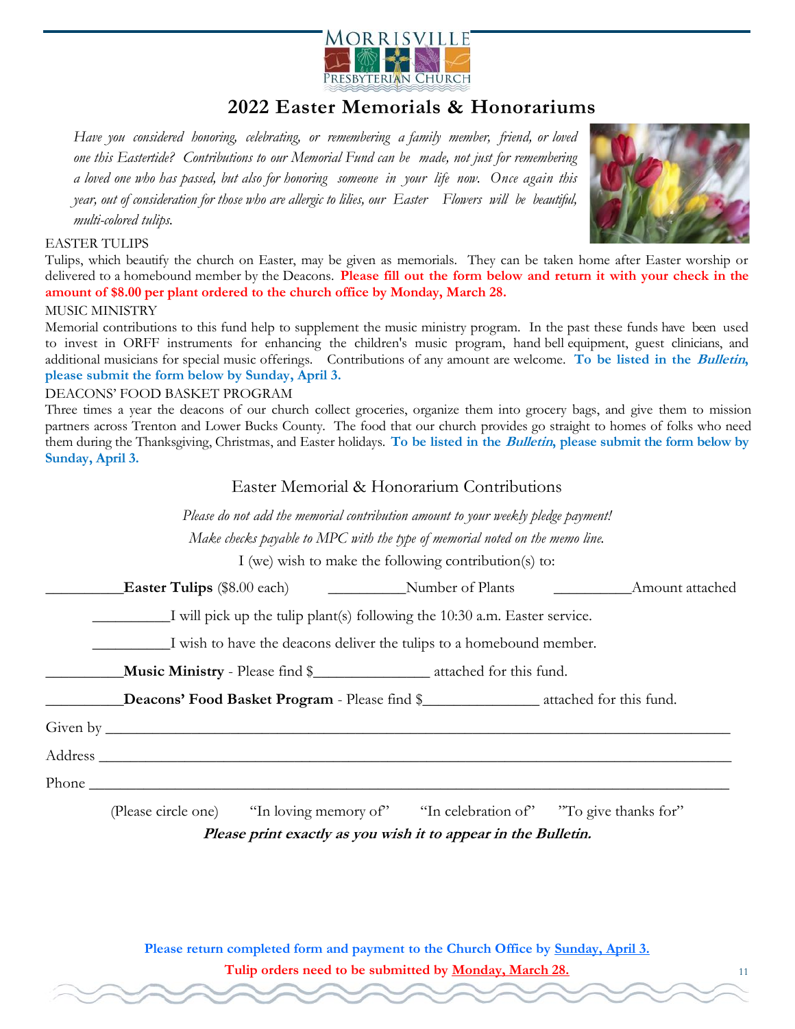Morrisville Presbyterian Church

# 2022 Easter Memorials & Honorariums

*Have you considered honoring, celebrating, or remembering a family member, friend, or loved one this Eastertide? Contributions to our Memorial Fund can be made, not just for remembering a loved one who has passed, but also for honoring someone in your life now. Once again this year, out of consideration for those who are allergic to lilies, our Easter Flowers will be beautiful, multi-colored tulips.*

EASTER TULIPS

Tulips, which beautify the church on Easter, may be given as memorials. They can be taken home after Easter worship or delivered to a homebound member by the Deacons. **Please fill out the form below and return it with your check in the amount of $8.00 per plant ordered to the church office by Monday, March 28.**

MUSIC MINISTRY

Memorial contributions to this fund help to supplement the music ministry program. In the past these funds have been used to invest in ORFF instruments for enhancing the children's music program, hand bell equipment, guest clinicians, and additional musicians for special music offerings. Contributions of any amount are welcome. **To be listed in the *Bulletin*, please submit the form below by Sunday, April 3.**

DEACONS' FOOD BASKET PROGRAM

Three times a year the deacons of our church collect groceries, organize them into grocery bags, and give them to mission partners across Trenton and Lower Bucks County. The food that our church provides go straight to homes of folks who need them during the Thanksgiving, Christmas, and Easter holidays. **To be listed in the *Bulletin*, please submit the form below by Sunday, April 3.**

## Easter Memorial & Honorarium Contributions

*Please do not add the memorial contribution amount to your weekly pledge payment!*

*Make checks payable to MPC with the type of memorial noted on the memo line.*

I (we) wish to make the following contribution(s) to:

__________**Easter Tulips** ($8.00 each) __________Number of Plants __________Amount attached

__________I will pick up the tulip plant(s) following the 10:30 a.m. Easter service.

__________I wish to have the deacons deliver the tulips to a homebound member.

__________**Music Ministry** - Please find $_______________ attached for this fund.

__________**Deacons' Food Basket Program** - Please find $_______________ attached for this fund.

Given by ______________________________________________________________________________

Address ______________________________________________________________________________

Phone ________________________________________________________________________________

(Please circle one) "In loving memory of" "In celebration of" "To give thanks for"

***Please print exactly as you wish it to appear in the Bulletin.***

**Please return completed form and payment to the Church Office by <u>Sunday, April 3.</u>**

**Tulip orders need to be submitted by <u>Monday, March 28.</u>**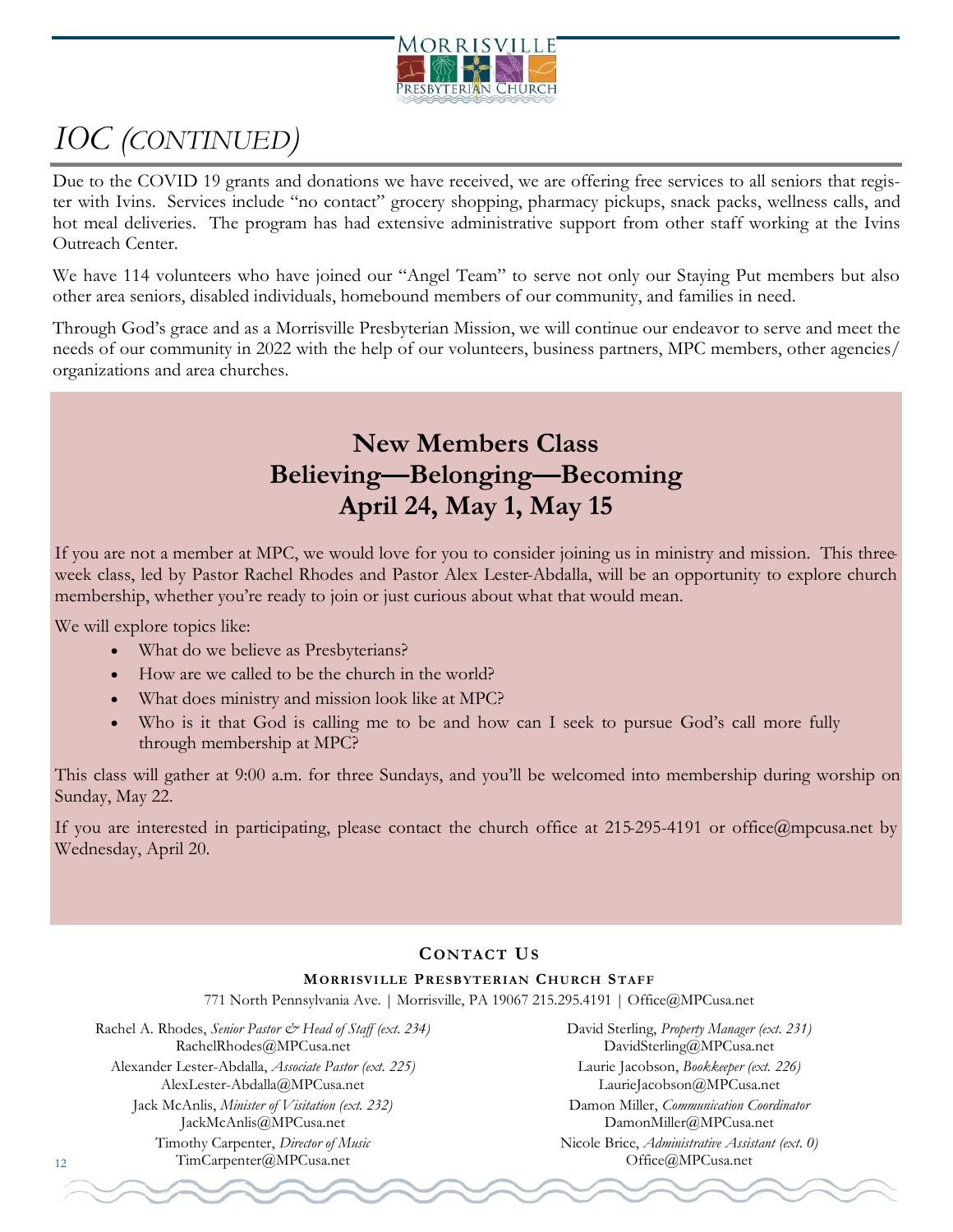# IOC (CONTINUED)

Due to the COVID 19 grants and donations we have received, we are offering free services to all seniors that register with Ivins. Services include "no contact" grocery shopping, pharmacy pickups, snack packs, wellness calls, and hot meal deliveries. The program has had extensive administrative support from other staff working at the Ivins Outreach Center.

We have 114 volunteers who have joined our "Angel Team" to serve not only our Staying Put members but also other area seniors, disabled individuals, homebound members of our community, and families in need.

Through God's grace and as a Morrisville Presbyterian Mission, we will continue our endeavor to serve and meet the needs of our community in 2022 with the help of our volunteers, business partners, MPC members, other agencies/ organizations and area churches.

## New Members Class
## Believing—Belonging—Becoming
## April 24, May 1, May 15

If you are not a member at MPC, we would love for you to consider joining us in ministry and mission. This three-week class, led by Pastor Rachel Rhodes and Pastor Alex Lester-Abdalla, will be an opportunity to explore church membership, whether you're ready to join or just curious about what that would mean.

We will explore topics like:

- What do we believe as Presbyterians?
- How are we called to be the church in the world?
- What does ministry and mission look like at MPC?
- Who is it that God is calling me to be and how can I seek to pursue God's call more fully through membership at MPC?

This class will gather at 9:00 a.m. for three Sundays, and you'll be welcomed into membership during worship on Sunday, May 22.

If you are interested in participating, please contact the church office at 215-295-4191 or office@mpcusa.net by Wednesday, April 20.

### CONTACT US

**MORRISVILLE PRESBYTERIAN CHURCH STAFF**

771 North Pennsylvania Ave. | Morrisville, PA 19067 215.295.4191 | Office@MPCusa.net

Rachel A. Rhodes, *Senior Pastor & Head of Staff (ext. 234)*
RachelRhodes@MPCusa.net

Alexander Lester-Abdalla, *Associate Pastor (ext. 225)*
AlexLester-Abdalla@MPCusa.net

Jack McAnlis, *Minister of Visitation (ext. 232)*
JackMcAnlis@MPCusa.net

Timothy Carpenter, *Director of Music*
TimCarpenter@MPCusa.net

David Sterling, *Property Manager (ext. 231)*
DavidSterling@MPCusa.net

Laurie Jacobson, *Bookkeeper (ext. 226)*
LaurieJacobson@MPCusa.net

Damon Miller, *Communication Coordinator*
DamonMiller@MPCusa.net

Nicole Brice, *Administrative Assistant (ext. 0)*
Office@MPCusa.net